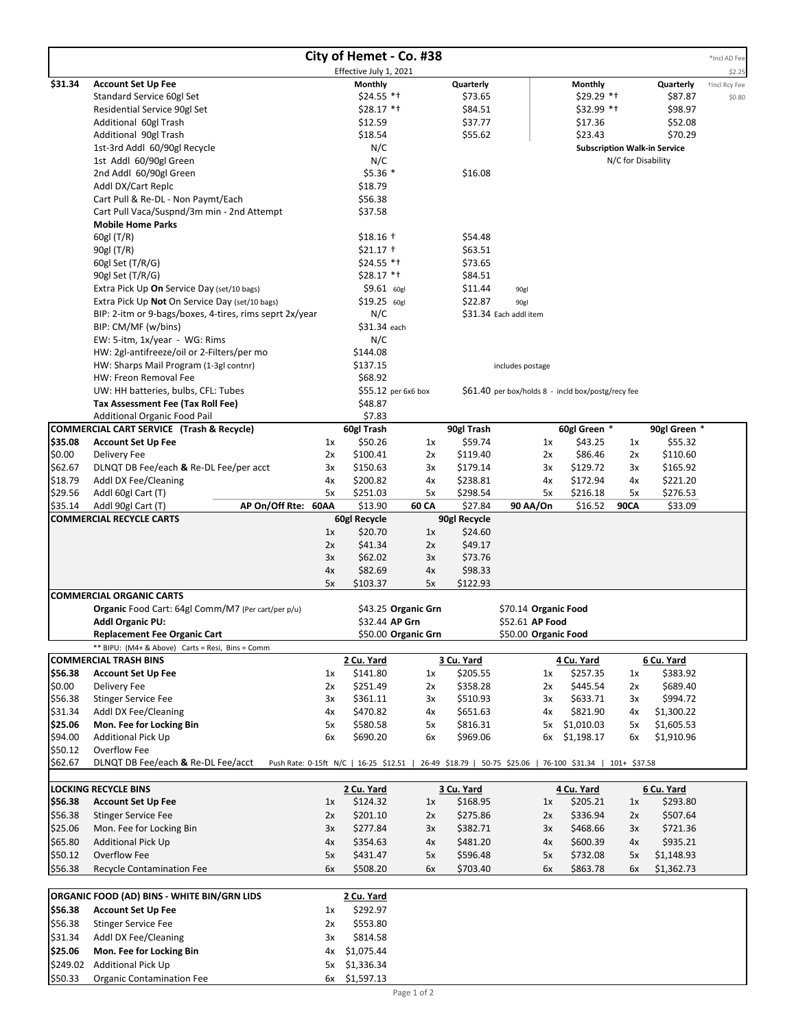# City of Hemet - Co. #38

Effective July 1, 2021

*Incl AD Fee $2.25
†Incl Rcy Fee $0.80

| | | Monthly | Quarterly | Monthly | Quarterly |
|---|---|---|---|---|---|
| $31.34 | **Account Set Up Fee** | | | | |
| | Standard Service 60gl Set | $24.55 *† | $73.65 | $29.29 *† | $87.87 |
| | Residential Service 90gl Set | $28.17 *† | $84.51 | $32.99 *† | $98.97 |
| | Additional 60gl Trash | $12.59 | $37.77 | $17.36 | $52.08 |
| | Additional 90gl Trash | $18.54 | $55.62 | $23.43 | $70.29 |
| | 1st-3rd Addl 60/90gl Recycle | N/C | | **Subscription Walk-in Service** | |
| | 1st Addl 60/90gl Green | N/C | | N/C for Disability | |
| | 2nd Addl 60/90gl Green | $5.36 * | $16.08 | | |
| | Addl DX/Cart Replc | $18.79 | | | |
| | Cart Pull & Re-DL - Non Paymt/Each | $56.38 | | | |
| | Cart Pull Vaca/Suspnd/3m min - 2nd Attempt | $37.58 | | | |
| | **Mobile Home Parks** | | | | |
| | 60gl (T/R) | $18.16 † | $54.48 | | |
| | 90gl (T/R) | $21.17 † | $63.51 | | |
| | 60gl Set (T/R/G) | $24.55 *† | $73.65 | | |
| | 90gl Set (T/R/G) | $28.17 *† | $84.51 | | |
| | Extra Pick Up **On** Service Day (set/10 bags) | $9.61 60gl | $11.44 90gl | | |
| | Extra Pick Up **Not** On Service Day (set/10 bags) | $19.25 60gl | $22.87 90gl | | |
| | BIP: 2-itm or 9-bags/boxes, 4-tires, rims seprt 2x/year | N/C | $31.34 Each addl item | | |
| | BIP: CM/MF (w/bins) | $31.34 each | | | |
| | EW: 5-itm, 1x/year - WG: Rims | N/C | | | |
| | HW: 2gl-antifreeze/oil or 2-Filters/per mo | $144.08 | | | |
| | HW: Sharps Mail Program (1-3gl contnr) | $137.15 | includes postage | | |
| | HW: Freon Removal Fee | $68.92 | | | |
| | UW: HH batteries, bulbs, CFL: Tubes | $55.12 per 6x6 box | $61.40 per box/holds 8 - incld box/postg/recy fee | | |
| | **Tax Assessment Fee (Tax Roll Fee)** | $48.87 | | | |
| | Additional Organic Food Pail | $7.83 | | | |

## COMMERCIAL CART SERVICE (Trash & Recycle)

| | | | 60gl Trash | | 90gl Trash | | 60gl Green * | | 90gl Green * |
|---|---|---|---|---|---|---|---|---|---|
| $35.08 | **Account Set Up Fee** | 1x | $50.26 | 1x | $59.74 | 1x | $43.25 | 1x | $55.32 |
| $0.00 | Delivery Fee | 2x | $100.41 | 2x | $119.40 | 2x | $86.46 | 2x | $110.60 |
| $62.67 | DLNQT DB Fee/each **&** Re-DL Fee/per acct | 3x | $150.63 | 3x | $179.14 | 3x | $129.72 | 3x | $165.92 |
| $18.79 | Addl DX Fee/Cleaning | 4x | $200.82 | 4x | $238.81 | 4x | $172.94 | 4x | $221.20 |
| $29.56 | Addl 60gl Cart (T) | 5x | $251.03 | 5x | $298.54 | 5x | $216.18 | 5x | $276.53 |
| $35.14 | Addl 90gl Cart (T) AP On/Off Rte: | 60AA | $13.90 | 60 CA | $27.84 | 90 AA/On | $16.52 | 90CA | $33.09 |

## COMMERCIAL RECYCLE CARTS

| | 60gl Recycle | | 90gl Recycle |
|---|---|---|---|
| 1x | $20.70 | 1x | $24.60 |
| 2x | $41.34 | 2x | $49.17 |
| 3x | $62.02 | 3x | $73.76 |
| 4x | $82.69 | 4x | $98.33 |
| 5x | $103.37 | 5x | $122.93 |

## COMMERCIAL ORGANIC CARTS

| | | |
|---|---|---|
| **Organic** Food Cart: 64gl Comm/M7 (Per cart/per p/u) | $43.25 **Organic Grn** | $70.14 **Organic Food** |
| **Addl Organic PU:** | $32.44 **AP Grn** | $52.61 **AP Food** |
| **Replacement Fee Organic Cart** | $50.00 **Organic Grn** | $50.00 **Organic Food** |

** BIPU: (M4+ & Above) Carts = Resi, Bins = Comm

## COMMERCIAL TRASH BINS

| | | | 2 Cu. Yard | | 3 Cu. Yard | | 4 Cu. Yard | | 6 Cu. Yard |
|---|---|---|---|---|---|---|---|---|---|
| $56.38 | **Account Set Up Fee** | 1x | $141.80 | 1x | $205.55 | 1x | $257.35 | 1x | $383.92 |
| $0.00 | Delivery Fee | 2x | $251.49 | 2x | $358.28 | 2x | $445.54 | 2x | $689.40 |
| $56.38 | Stinger Service Fee | 3x | $361.11 | 3x | $510.93 | 3x | $633.71 | 3x | $994.72 |
| $31.34 | Addl DX Fee/Cleaning | 4x | $470.82 | 4x | $651.63 | 4x | $821.90 | 4x | $1,300.22 |
| $25.06 | **Mon. Fee for Locking Bin** | 5x | $580.58 | 5x | $816.31 | 5x | $1,010.03 | 5x | $1,605.53 |
| $94.00 | Additional Pick Up | 6x | $690.20 | 6x | $969.06 | 6x | $1,198.17 | 6x | $1,910.96 |
| $50.12 | Overflow Fee | | | | | | | | |
| $62.67 | DLNQT DB Fee/each **&** Re-DL Fee/acct | | | | | | | | |

Push Rate: 0-15ft N/C | 16-25 $12.51 | 26-49 $18.79 | 50-75 $25.06 | 76-100 $31.34 | 101+ $37.58

## LOCKING RECYCLE BINS

| | | | 2 Cu. Yard | | 3 Cu. Yard | | 4 Cu. Yard | | 6 Cu. Yard |
|---|---|---|---|---|---|---|---|---|---|
| $56.38 | **Account Set Up Fee** | 1x | $124.32 | 1x | $168.95 | 1x | $205.21 | 1x | $293.80 |
| $56.38 | Stinger Service Fee | 2x | $201.10 | 2x | $275.86 | 2x | $336.94 | 2x | $507.64 |
| $25.06 | Mon. Fee for Locking Bin | 3x | $277.84 | 3x | $382.71 | 3x | $468.66 | 3x | $721.36 |
| $65.80 | Additional Pick Up | 4x | $354.63 | 4x | $481.20 | 4x | $600.39 | 4x | $935.21 |
| $50.12 | Overflow Fee | 5x | $431.47 | 5x | $596.48 | 5x | $732.08 | 5x | $1,148.93 |
| $56.38 | Recycle Contamination Fee | 6x | $508.20 | 6x | $703.40 | 6x | $863.78 | 6x | $1,362.73 |

## ORGANIC FOOD (AD) BINS - WHITE BIN/GRN LIDS

| | | | 2 Cu. Yard |
|---|---|---|---|
| $56.38 | **Account Set Up Fee** | 1x | $292.97 |
| $56.38 | Stinger Service Fee | 2x | $553.80 |
| $31.34 | Addl DX Fee/Cleaning | 3x | $814.58 |
| $25.06 | **Mon. Fee for Locking Bin** | 4x | $1,075.44 |
| $249.02 | Additional Pick Up | 5x | $1,336.34 |
| $50.33 | Organic Contamination Fee | 6x | $1,597.13 |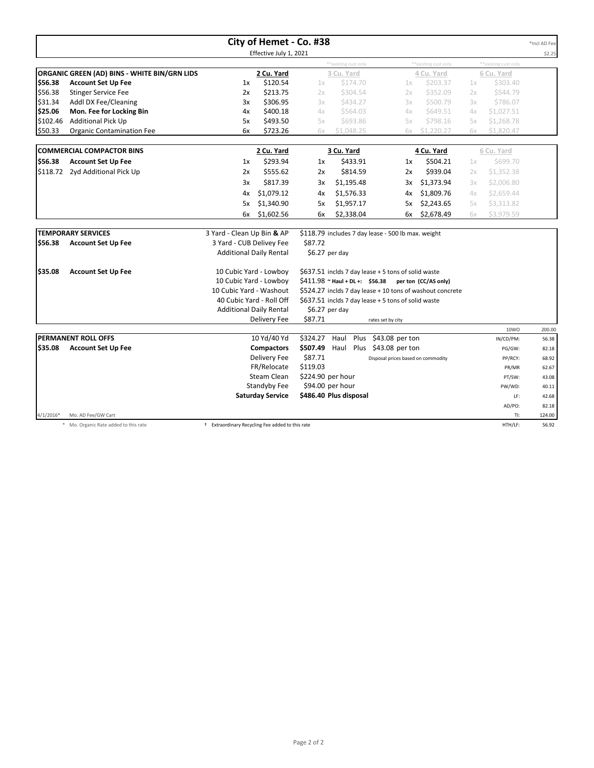# City of Hemet - Co. #38

Effective July 1, 2021

*Incl AD Fee $2.25

| ORGANIC GREEN (AD) BINS - WHITE BIN/GRN LIDS | | | 2 Cu. Yard | | 3 Cu. Yard (**existing cust only) | | 4 Cu. Yard (**existing cust only) | | 6 Cu. Yard (**existing cust only) |
|---|---|---|---|---|---|---|---|---|---|
| **$56.38** | **Account Set Up Fee** | 1x | $120.54 | 1x | $174.70 | 1x | $203.37 | 1x | $303.40 |
| $56.38 | Stinger Service Fee | 2x | $213.75 | 2x | $304.54 | 2x | $352.09 | 2x | $544.79 |
| $31.34 | Addl DX Fee/Cleaning | 3x | $306.95 | 3x | $434.27 | 3x | $500.79 | 3x | $786.07 |
| **$25.06** | **Mon. Fee for Locking Bin** | 4x | $400.18 | 4x | $564.03 | 4x | $649.51 | 4x | $1,027.51 |
| $102.46 | Additional Pick Up | 5x | $493.50 | 5x | $693.86 | 5x | $798.16 | 5x | $1,268.78 |
| $50.33 | Organic Contamination Fee | 6x | $723.26 | 6x | $1,048.25 | 6x | $1,220.27 | 6x | $1,820.47 |

| COMMERCIAL COMPACTOR BINS | | | 2 Cu. Yard | | 3 Cu. Yard | | 4 Cu. Yard | | 6 Cu. Yard |
|---|---|---|---|---|---|---|---|---|---|
| **$56.38** | **Account Set Up Fee** | 1x | $293.94 | 1x | $433.91 | 1x | $504.21 | 1x | $699.70 |
| $118.72 | 2yd Additional Pick Up | 2x | $555.62 | 2x | $814.59 | 2x | $939.04 | 2x | $1,352.38 |
| | | 3x | $817.39 | 3x | $1,195.48 | 3x | $1,373.94 | 3x | $2,006.80 |
| | | 4x | $1,079.12 | 4x | $1,576.33 | 4x | $1,809.76 | 4x | $2,659.44 |
| | | 5x | $1,340.90 | 5x | $1,957.17 | 5x | $2,243.65 | 5x | $3,313.82 |
| | | 6x | $1,602.56 | 6x | $2,338.04 | 6x | $2,678.49 | 6x | $3,979.59 |

| TEMPORARY SERVICES | | | |
|---|---|---|---|
| **$56.38** | **Account Set Up Fee** | 3 Yard - Clean Up Bin **&** AP | $118.79 includes 7 day lease - 500 lb max. weight |
| | | 3 Yard - CUB Delivey Fee | $87.72 |
| | | Additional Daily Rental | $6.27 per day |
| **$35.08** | **Account Set Up Fee** | 10 Cubic Yard - Lowboy | $637.51 inclds 7 day lease + 5 tons of solid waste |
| | | 10 Cubic Yard - Lowboy | $411.98 **~ Haul + DL +: $56.38 per ton (CC/AS only)** |
| | | 10 Cubic Yard - Washout | $524.27 inclds 7 day lease + 10 tons of washout concrete |
| | | 40 Cubic Yard - Roll Off | $637.51 inclds 7 day lease + 5 tons of solid waste |
| | | Additional Daily Rental | $6.27 per day |
| | | Delivery Fee | $87.71 rates set by city |

| PERMANENT ROLL OFFS | | | | | |
|---|---|---|---|---|---|
| | | | | 10WO | 200.00 |
| **$35.08** | **Account Set Up Fee** | 10 Yd/40 Yd | $324.27 Haul Plus $43.08 per ton | IN/CD/PM: | 56.38 |
| | | **Compactors** | **$507.49** Haul Plus $43.08 per ton | PG/GW: | 82.18 |
| | | Delivery Fee | $87.71 Disposal prices based on commodity | PP/RCY: | 68.92 |
| | | FR/Relocate | $119.03 | PR/MR | 62.67 |
| | | Steam Clean | $224.90 per hour | PT/SW: | 43.08 |
| | | Standyby Fee | $94.00 per hour | PW/WD: | 40.11 |
| | | **Saturday Service** | **$486.40 Plus disposal** | LF: | 42.68 |
| | | | | AD/PO: | 82.18 |
| 4/1/2016* | Mo. AD Fee/GW Cart | | | TI: | 124.00 |
| | | | | HTH/LF: | 56.92 |

\* Mo. Organic Rate added to this rate

† Extraordinary Recycling Fee added to this rate